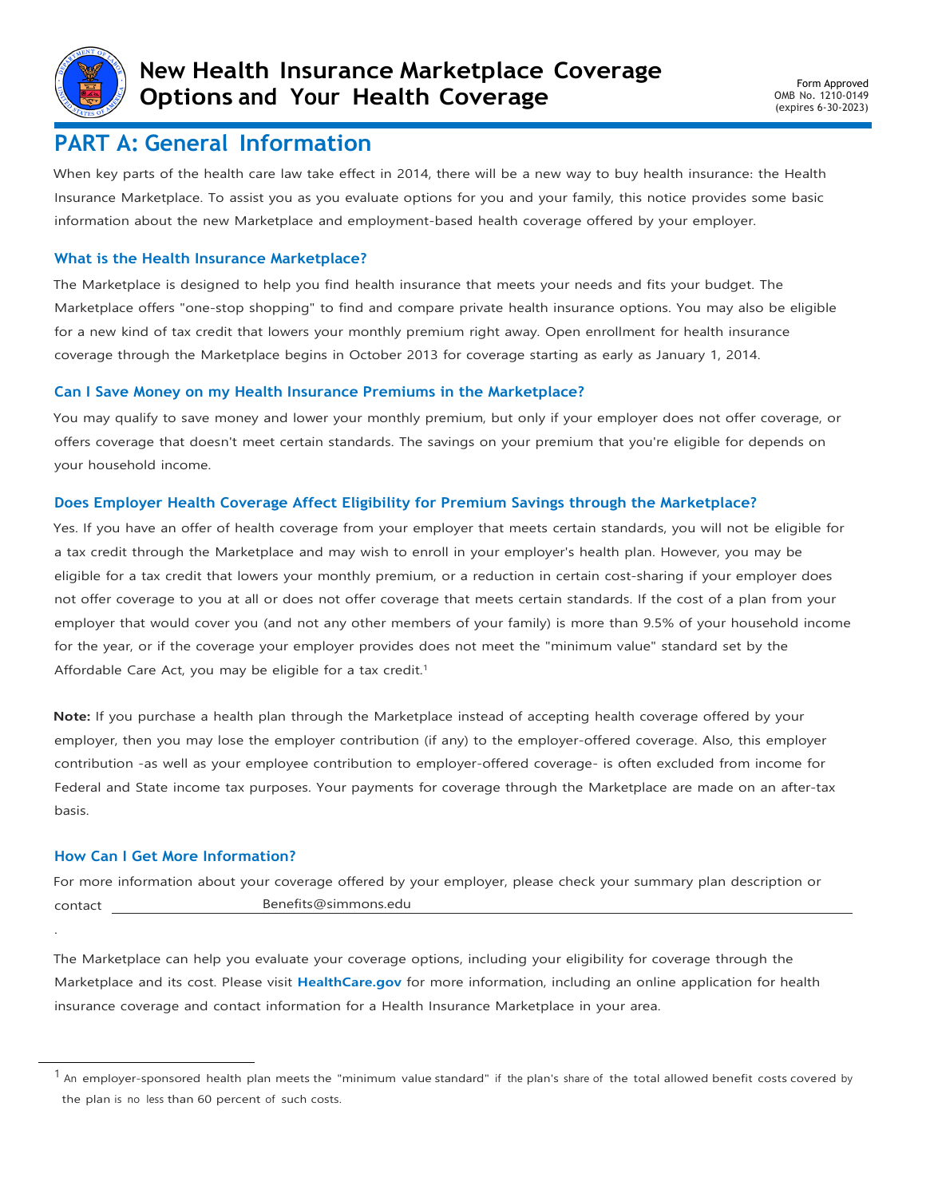# New Health Insurance Marketplace Coverage Options and Your Health Coverage

Form Approved
OMB No. 1210-0149
(expires 6-30-2023)

## PART A: General Information

When key parts of the health care law take effect in 2014, there will be a new way to buy health insurance: the Health Insurance Marketplace. To assist you as you evaluate options for you and your family, this notice provides some basic information about the new Marketplace and employment-based health coverage offered by your employer.

### What is the Health Insurance Marketplace?

The Marketplace is designed to help you find health insurance that meets your needs and fits your budget. The Marketplace offers "one-stop shopping" to find and compare private health insurance options. You may also be eligible for a new kind of tax credit that lowers your monthly premium right away. Open enrollment for health insurance coverage through the Marketplace begins in October 2013 for coverage starting as early as January 1, 2014.

### Can I Save Money on my Health Insurance Premiums in the Marketplace?

You may qualify to save money and lower your monthly premium, but only if your employer does not offer coverage, or offers coverage that doesn't meet certain standards. The savings on your premium that you're eligible for depends on your household income.

### Does Employer Health Coverage Affect Eligibility for Premium Savings through the Marketplace?

Yes. If you have an offer of health coverage from your employer that meets certain standards, you will not be eligible for a tax credit through the Marketplace and may wish to enroll in your employer's health plan. However, you may be eligible for a tax credit that lowers your monthly premium, or a reduction in certain cost-sharing if your employer does not offer coverage to you at all or does not offer coverage that meets certain standards. If the cost of a plan from your employer that would cover you (and not any other members of your family) is more than 9.5% of your household income for the year, or if the coverage your employer provides does not meet the "minimum value" standard set by the Affordable Care Act, you may be eligible for a tax credit.[1]

**Note:** If you purchase a health plan through the Marketplace instead of accepting health coverage offered by your employer, then you may lose the employer contribution (if any) to the employer-offered coverage. Also, this employer contribution -as well as your employee contribution to employer-offered coverage- is often excluded from income for Federal and State income tax purposes. Your payments for coverage through the Marketplace are made on an after-tax basis.

### How Can I Get More Information?

For more information about your coverage offered by your employer, please check your summary plan description or contact Benefits@simmons.edu

.

The Marketplace can help you evaluate your coverage options, including your eligibility for coverage through the Marketplace and its cost. Please visit **HealthCare.gov** for more information, including an online application for health insurance coverage and contact information for a Health Insurance Marketplace in your area.

---

[1] An employer-sponsored health plan meets the "minimum value standard" if the plan's share of the total allowed benefit costs covered by the plan is no less than 60 percent of such costs.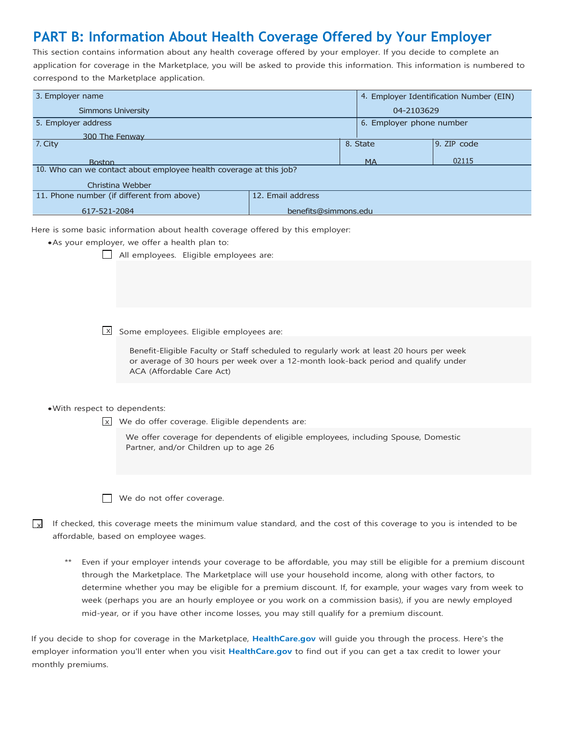# PART B: Information About Health Coverage Offered by Your Employer

This section contains information about any health coverage offered by your employer. If you decide to complete an application for coverage in the Marketplace, you will be asked to provide this information. This information is numbered to correspond to the Marketplace application.

| 3. Employer name | | 4. Employer Identification Number (EIN) |
|---|---|---|
| Simmons University | | 04-2103629 |
| 5. Employer address | | 6. Employer phone number |
| 300 The Fenway | | |
| 7. City | 8. State | 9. ZIP code |
| Boston | MA | 02115 |
| 10. Who can we contact about employee health coverage at this job? | | |
| Christina Webber | | |
| 11. Phone number (if different from above) | 12. Email address | |
| 617-521-2084 | benefits@simmons.edu | |

Here is some basic information about health coverage offered by this employer:

- As your employer, we offer a health plan to:
  - ☐ All employees. Eligible employees are:
  - ☒ Some employees. Eligible employees are:

    Benefit-Eligible Faculty or Staff scheduled to regularly work at least 20 hours per week or average of 30 hours per week over a 12-month look-back period and qualify under ACA (Affordable Care Act)

- With respect to dependents:
  - ☒ We do offer coverage. Eligible dependents are:

    We offer coverage for dependents of eligible employees, including Spouse, Domestic Partner, and/or Children up to age 26

  - ☐ We do not offer coverage.

☒ If checked, this coverage meets the minimum value standard, and the cost of this coverage to you is intended to be affordable, based on employee wages.

** Even if your employer intends your coverage to be affordable, you may still be eligible for a premium discount through the Marketplace. The Marketplace will use your household income, along with other factors, to determine whether you may be eligible for a premium discount. If, for example, your wages vary from week to week (perhaps you are an hourly employee or you work on a commission basis), if you are newly employed mid-year, or if you have other income losses, you may still qualify for a premium discount.

If you decide to shop for coverage in the Marketplace, **HealthCare.gov** will guide you through the process. Here's the employer information you'll enter when you visit **HealthCare.gov** to find out if you can get a tax credit to lower your monthly premiums.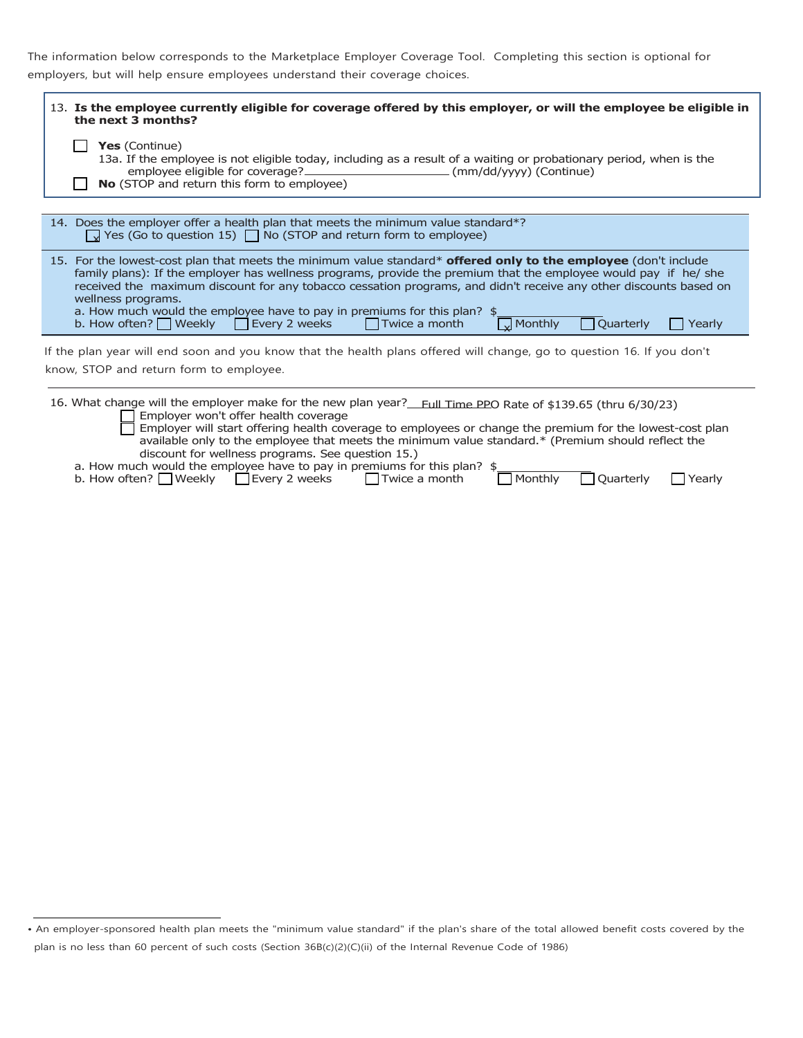The information below corresponds to the Marketplace Employer Coverage Tool. Completing this section is optional for employers, but will help ensure employees understand their coverage choices.

13. **Is the employee currently eligible for coverage offered by this employer, or will the employee be eligible in the next 3 months?**

☐ **Yes** (Continue)

13a. If the employee is not eligible today, including as a result of a waiting or probationary period, when is the employee eligible for coverage?\_\_\_\_\_\_\_\_\_\_\_\_\_\_\_\_\_\_\_\_ (mm/dd/yyyy) (Continue)

☐ **No** (STOP and return this form to employee)

14. Does the employer offer a health plan that meets the minimum value standard*?

☒ Yes (Go to question 15) ☐ No (STOP and return form to employee)

15. For the lowest-cost plan that meets the minimum value standard* **offered only to the employee** (don't include family plans): If the employer has wellness programs, provide the premium that the employee would pay if he/ she received the maximum discount for any tobacco cessation programs, and didn't receive any other discounts based on wellness programs.

a. How much would the employee have to pay in premiums for this plan? $\_\_\_\_\_\_\_\_\_\_\_\_\_\_\_\_

b. How often? ☐ Weekly ☐ Every 2 weeks ☐ Twice a month ☒ Monthly ☐ Quarterly ☐ Yearly

If the plan year will end soon and you know that the health plans offered will change, go to question 16. If you don't know, STOP and return form to employee.

16. What change will the employer make for the new plan year? Full Time PPO Rate of $139.65 (thru 6/30/23)

☐ Employer won't offer health coverage

☐ Employer will start offering health coverage to employees or change the premium for the lowest-cost plan available only to the employee that meets the minimum value standard.* (Premium should reflect the discount for wellness programs. See question 15.)

a. How much would the employee have to pay in premiums for this plan? $\_\_\_\_\_\_\_\_\_\_\_\_\_\_\_\_

b. How often? ☐ Weekly ☐ Every 2 weeks ☐ Twice a month ☐ Monthly ☐ Quarterly ☐ Yearly

• An employer-sponsored health plan meets the "minimum value standard" if the plan's share of the total allowed benefit costs covered by the plan is no less than 60 percent of such costs (Section 36B(c)(2)(C)(ii) of the Internal Revenue Code of 1986)